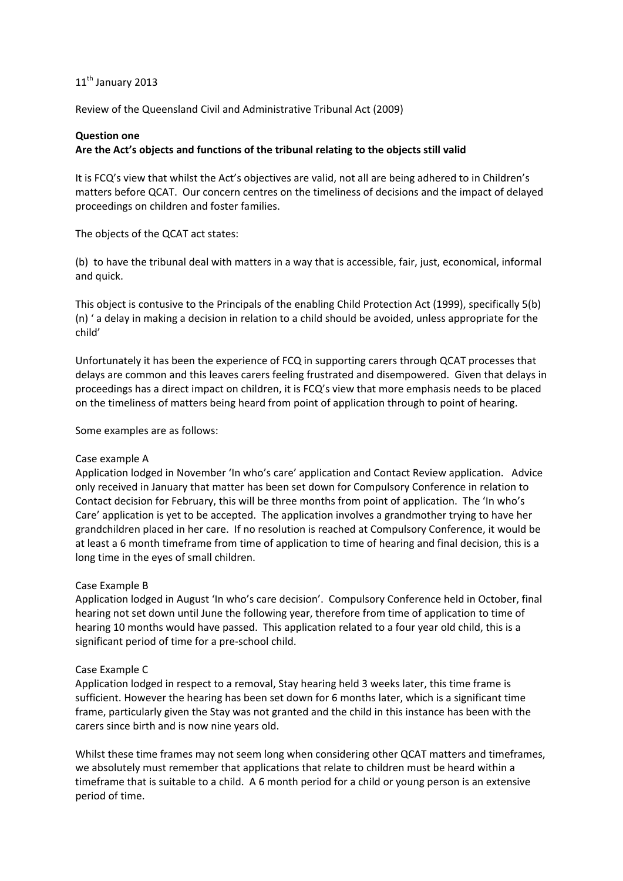11th January 2013

Review of the Queensland Civil and Administrative Tribunal Act (2009)

**Question one**
**Are the Act's objects and functions of the tribunal relating to the objects still valid**

It is FCQ's view that whilst the Act's objectives are valid, not all are being adhered to in Children's matters before QCAT. Our concern centres on the timeliness of decisions and the impact of delayed proceedings on children and foster families.

The objects of the QCAT act states:

(b) to have the tribunal deal with matters in a way that is accessible, fair, just, economical, informal and quick.

This object is contusive to the Principals of the enabling Child Protection Act (1999), specifically 5(b)(n) ' a delay in making a decision in relation to a child should be avoided, unless appropriate for the child'

Unfortunately it has been the experience of FCQ in supporting carers through QCAT processes that delays are common and this leaves carers feeling frustrated and disempowered. Given that delays in proceedings has a direct impact on children, it is FCQ's view that more emphasis needs to be placed on the timeliness of matters being heard from point of application through to point of hearing.

Some examples are as follows:

Case example A
Application lodged in November 'In who's care' application and Contact Review application. Advice only received in January that matter has been set down for Compulsory Conference in relation to Contact decision for February, this will be three months from point of application. The 'In who's Care' application is yet to be accepted. The application involves a grandmother trying to have her grandchildren placed in her care. If no resolution is reached at Compulsory Conference, it would be at least a 6 month timeframe from time of application to time of hearing and final decision, this is a long time in the eyes of small children.

Case Example B
Application lodged in August 'In who's care decision'. Compulsory Conference held in October, final hearing not set down until June the following year, therefore from time of application to time of hearing 10 months would have passed. This application related to a four year old child, this is a significant period of time for a pre-school child.

Case Example C
Application lodged in respect to a removal, Stay hearing held 3 weeks later, this time frame is sufficient. However the hearing has been set down for 6 months later, which is a significant time frame, particularly given the Stay was not granted and the child in this instance has been with the carers since birth and is now nine years old.

Whilst these time frames may not seem long when considering other QCAT matters and timeframes, we absolutely must remember that applications that relate to children must be heard within a timeframe that is suitable to a child. A 6 month period for a child or young person is an extensive period of time.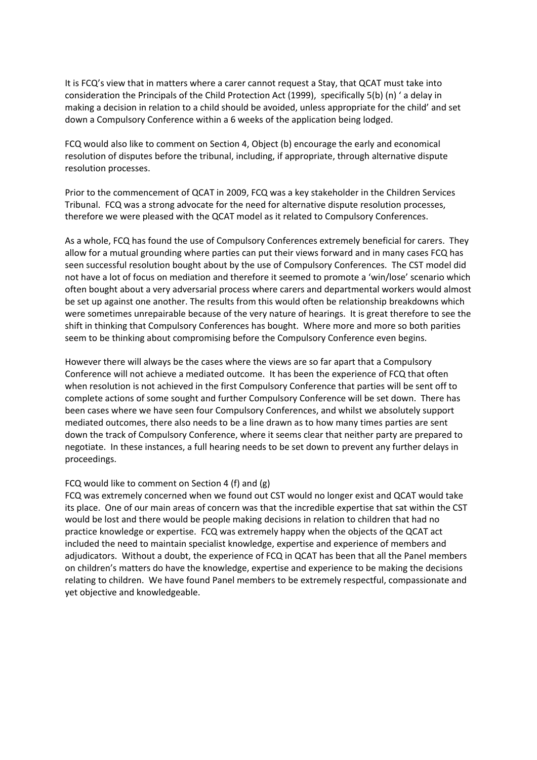It is FCQ's view that in matters where a carer cannot request a Stay, that QCAT must take into consideration the Principals of the Child Protection Act (1999), specifically 5(b) (n) ' a delay in making a decision in relation to a child should be avoided, unless appropriate for the child' and set down a Compulsory Conference within a 6 weeks of the application being lodged.

FCQ would also like to comment on Section 4, Object (b) encourage the early and economical resolution of disputes before the tribunal, including, if appropriate, through alternative dispute resolution processes.

Prior to the commencement of QCAT in 2009, FCQ was a key stakeholder in the Children Services Tribunal. FCQ was a strong advocate for the need for alternative dispute resolution processes, therefore we were pleased with the QCAT model as it related to Compulsory Conferences.

As a whole, FCQ has found the use of Compulsory Conferences extremely beneficial for carers. They allow for a mutual grounding where parties can put their views forward and in many cases FCQ has seen successful resolution bought about by the use of Compulsory Conferences. The CST model did not have a lot of focus on mediation and therefore it seemed to promote a 'win/lose' scenario which often bought about a very adversarial process where carers and departmental workers would almost be set up against one another. The results from this would often be relationship breakdowns which were sometimes unrepairable because of the very nature of hearings. It is great therefore to see the shift in thinking that Compulsory Conferences has bought. Where more and more so both parities seem to be thinking about compromising before the Compulsory Conference even begins.

However there will always be the cases where the views are so far apart that a Compulsory Conference will not achieve a mediated outcome. It has been the experience of FCQ that often when resolution is not achieved in the first Compulsory Conference that parties will be sent off to complete actions of some sought and further Compulsory Conference will be set down. There has been cases where we have seen four Compulsory Conferences, and whilst we absolutely support mediated outcomes, there also needs to be a line drawn as to how many times parties are sent down the track of Compulsory Conference, where it seems clear that neither party are prepared to negotiate. In these instances, a full hearing needs to be set down to prevent any further delays in proceedings.

FCQ would like to comment on Section 4 (f) and (g)
FCQ was extremely concerned when we found out CST would no longer exist and QCAT would take its place. One of our main areas of concern was that the incredible expertise that sat within the CST would be lost and there would be people making decisions in relation to children that had no practice knowledge or expertise. FCQ was extremely happy when the objects of the QCAT act included the need to maintain specialist knowledge, expertise and experience of members and adjudicators. Without a doubt, the experience of FCQ in QCAT has been that all the Panel members on children's matters do have the knowledge, expertise and experience to be making the decisions relating to children. We have found Panel members to be extremely respectful, compassionate and yet objective and knowledgeable.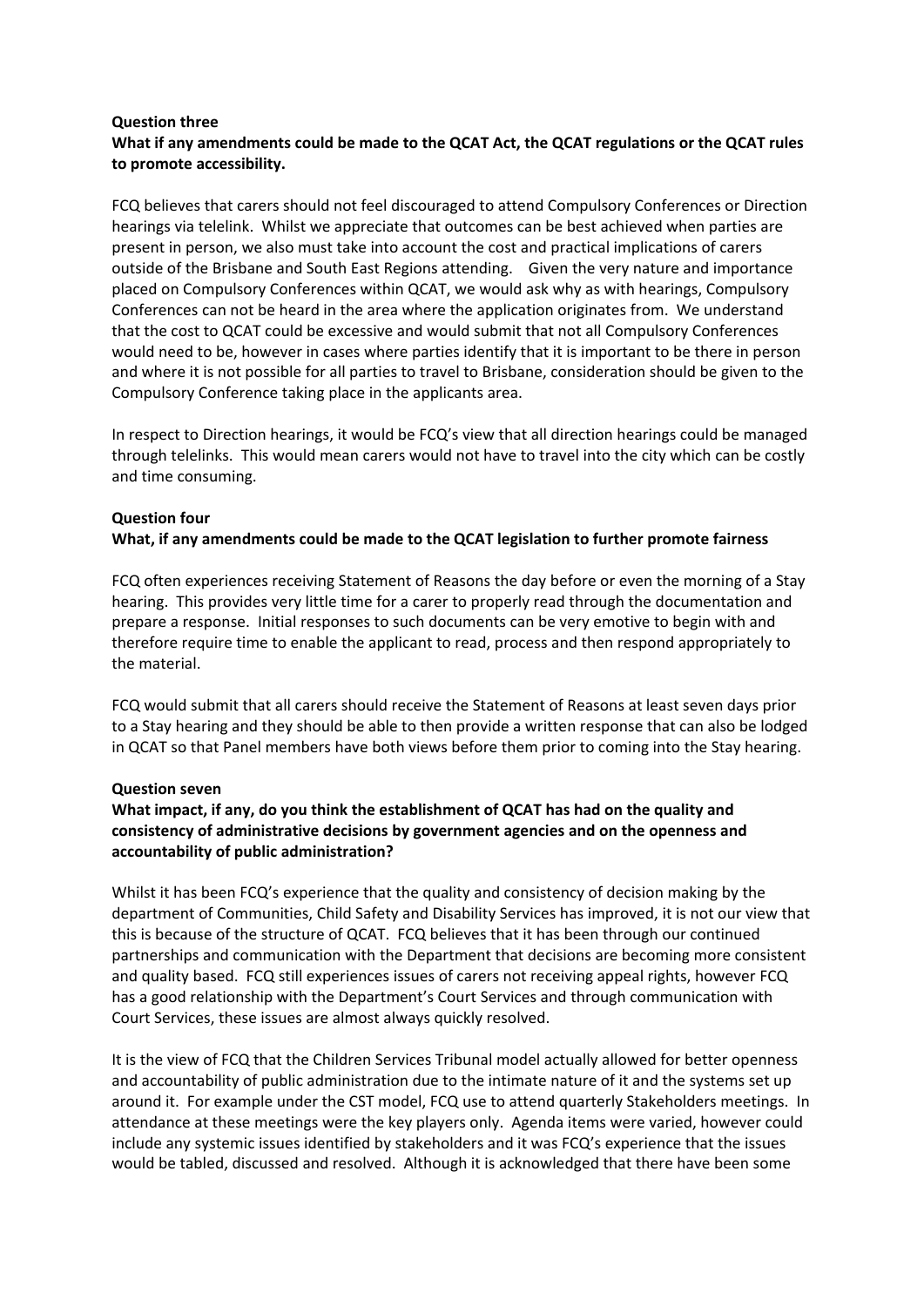**Question three**

**What if any amendments could be made to the QCAT Act, the QCAT regulations or the QCAT rules to promote accessibility.**

FCQ believes that carers should not feel discouraged to attend Compulsory Conferences or Direction hearings via telelink. Whilst we appreciate that outcomes can be best achieved when parties are present in person, we also must take into account the cost and practical implications of carers outside of the Brisbane and South East Regions attending. Given the very nature and importance placed on Compulsory Conferences within QCAT, we would ask why as with hearings, Compulsory Conferences can not be heard in the area where the application originates from. We understand that the cost to QCAT could be excessive and would submit that not all Compulsory Conferences would need to be, however in cases where parties identify that it is important to be there in person and where it is not possible for all parties to travel to Brisbane, consideration should be given to the Compulsory Conference taking place in the applicants area.

In respect to Direction hearings, it would be FCQ's view that all direction hearings could be managed through telelinks. This would mean carers would not have to travel into the city which can be costly and time consuming.

**Question four**

**What, if any amendments could be made to the QCAT legislation to further promote fairness**

FCQ often experiences receiving Statement of Reasons the day before or even the morning of a Stay hearing. This provides very little time for a carer to properly read through the documentation and prepare a response. Initial responses to such documents can be very emotive to begin with and therefore require time to enable the applicant to read, process and then respond appropriately to the material.

FCQ would submit that all carers should receive the Statement of Reasons at least seven days prior to a Stay hearing and they should be able to then provide a written response that can also be lodged in QCAT so that Panel members have both views before them prior to coming into the Stay hearing.

**Question seven**

**What impact, if any, do you think the establishment of QCAT has had on the quality and consistency of administrative decisions by government agencies and on the openness and accountability of public administration?**

Whilst it has been FCQ's experience that the quality and consistency of decision making by the department of Communities, Child Safety and Disability Services has improved, it is not our view that this is because of the structure of QCAT. FCQ believes that it has been through our continued partnerships and communication with the Department that decisions are becoming more consistent and quality based. FCQ still experiences issues of carers not receiving appeal rights, however FCQ has a good relationship with the Department's Court Services and through communication with Court Services, these issues are almost always quickly resolved.

It is the view of FCQ that the Children Services Tribunal model actually allowed for better openness and accountability of public administration due to the intimate nature of it and the systems set up around it. For example under the CST model, FCQ use to attend quarterly Stakeholders meetings. In attendance at these meetings were the key players only. Agenda items were varied, however could include any systemic issues identified by stakeholders and it was FCQ's experience that the issues would be tabled, discussed and resolved. Although it is acknowledged that there have been some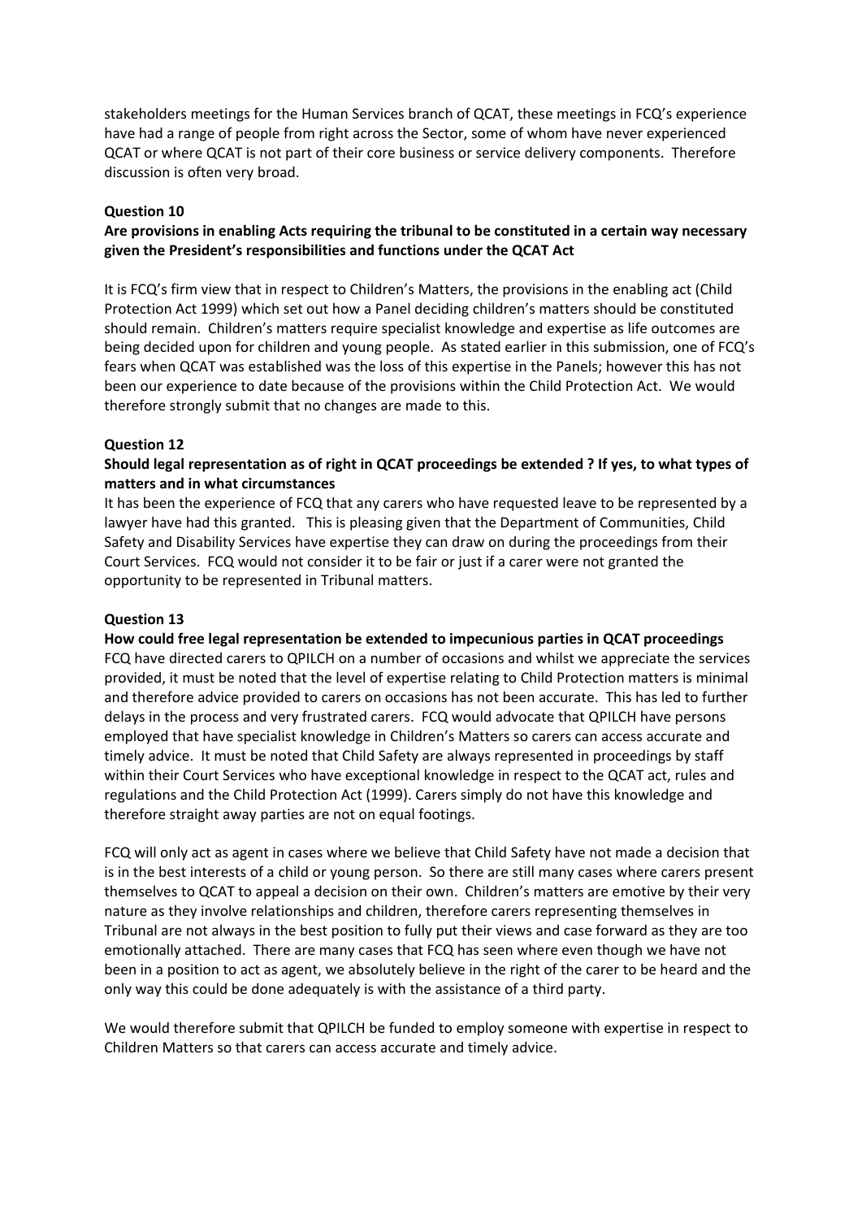stakeholders meetings for the Human Services branch of QCAT, these meetings in FCQ's experience have had a range of people from right across the Sector, some of whom have never experienced QCAT or where QCAT is not part of their core business or service delivery components. Therefore discussion is often very broad.

### Question 10

**Are provisions in enabling Acts requiring the tribunal to be constituted in a certain way necessary given the President's responsibilities and functions under the QCAT Act**

It is FCQ's firm view that in respect to Children's Matters, the provisions in the enabling act (Child Protection Act 1999) which set out how a Panel deciding children's matters should be constituted should remain. Children's matters require specialist knowledge and expertise as life outcomes are being decided upon for children and young people. As stated earlier in this submission, one of FCQ's fears when QCAT was established was the loss of this expertise in the Panels; however this has not been our experience to date because of the provisions within the Child Protection Act. We would therefore strongly submit that no changes are made to this.

### Question 12

**Should legal representation as of right in QCAT proceedings be extended ? If yes, to what types of matters and in what circumstances**

It has been the experience of FCQ that any carers who have requested leave to be represented by a lawyer have had this granted. This is pleasing given that the Department of Communities, Child Safety and Disability Services have expertise they can draw on during the proceedings from their Court Services. FCQ would not consider it to be fair or just if a carer were not granted the opportunity to be represented in Tribunal matters.

### Question 13

**How could free legal representation be extended to impecunious parties in QCAT proceedings**

FCQ have directed carers to QPILCH on a number of occasions and whilst we appreciate the services provided, it must be noted that the level of expertise relating to Child Protection matters is minimal and therefore advice provided to carers on occasions has not been accurate. This has led to further delays in the process and very frustrated carers. FCQ would advocate that QPILCH have persons employed that have specialist knowledge in Children's Matters so carers can access accurate and timely advice. It must be noted that Child Safety are always represented in proceedings by staff within their Court Services who have exceptional knowledge in respect to the QCAT act, rules and regulations and the Child Protection Act (1999). Carers simply do not have this knowledge and therefore straight away parties are not on equal footings.

FCQ will only act as agent in cases where we believe that Child Safety have not made a decision that is in the best interests of a child or young person. So there are still many cases where carers present themselves to QCAT to appeal a decision on their own. Children's matters are emotive by their very nature as they involve relationships and children, therefore carers representing themselves in Tribunal are not always in the best position to fully put their views and case forward as they are too emotionally attached. There are many cases that FCQ has seen where even though we have not been in a position to act as agent, we absolutely believe in the right of the carer to be heard and the only way this could be done adequately is with the assistance of a third party.

We would therefore submit that QPILCH be funded to employ someone with expertise in respect to Children Matters so that carers can access accurate and timely advice.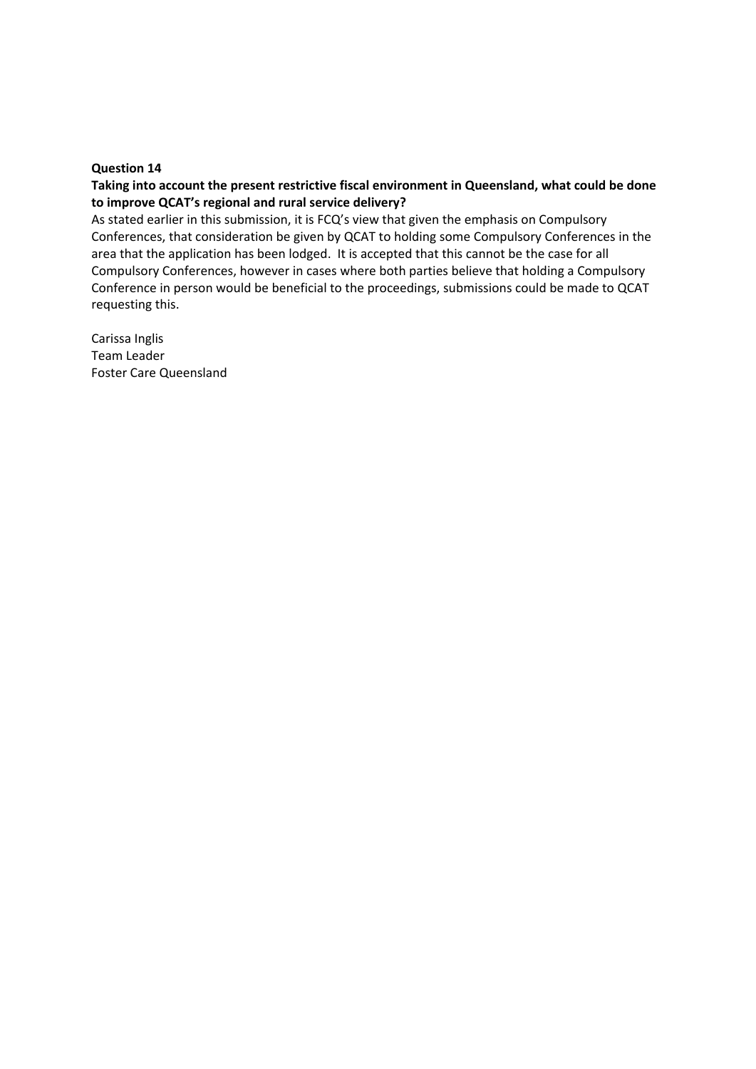**Question 14**

**Taking into account the present restrictive fiscal environment in Queensland, what could be done to improve QCAT's regional and rural service delivery?**

As stated earlier in this submission, it is FCQ's view that given the emphasis on Compulsory Conferences, that consideration be given by QCAT to holding some Compulsory Conferences in the area that the application has been lodged. It is accepted that this cannot be the case for all Compulsory Conferences, however in cases where both parties believe that holding a Compulsory Conference in person would be beneficial to the proceedings, submissions could be made to QCAT requesting this.

Carissa Inglis
Team Leader
Foster Care Queensland